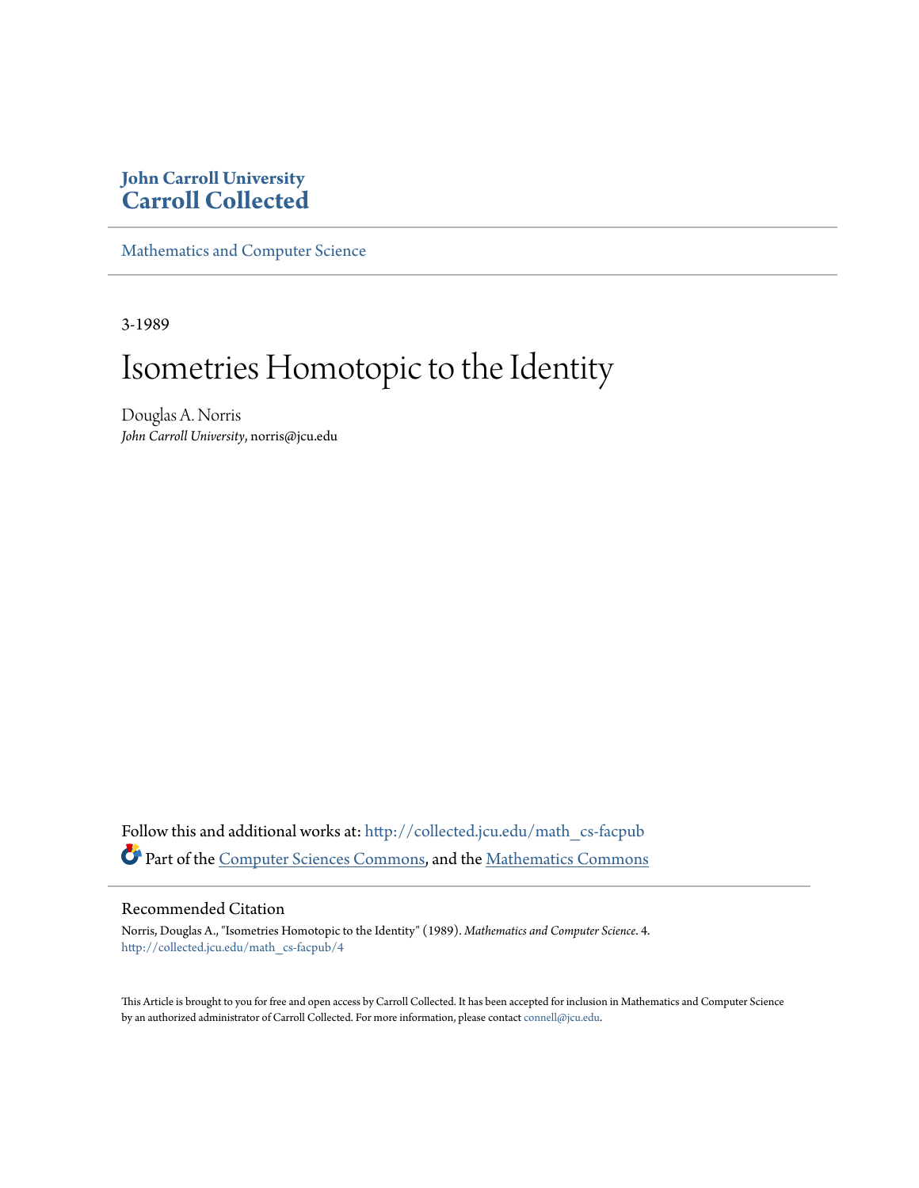John Carroll University
**Carroll Collected**

Mathematics and Computer Science

3-1989

# Isometries Homotopic to the Identity

Douglas A. Norris
*John Carroll University*, norris@jcu.edu

Follow this and additional works at: http://collected.jcu.edu/math_cs-facpub

Part of the Computer Sciences Commons, and the Mathematics Commons

## Recommended Citation

Norris, Douglas A., "Isometries Homotopic to the Identity" (1989). *Mathematics and Computer Science*. 4.
http://collected.jcu.edu/math_cs-facpub/4

This Article is brought to you for free and open access by Carroll Collected. It has been accepted for inclusion in Mathematics and Computer Science by an authorized administrator of Carroll Collected. For more information, please contact connell@jcu.edu.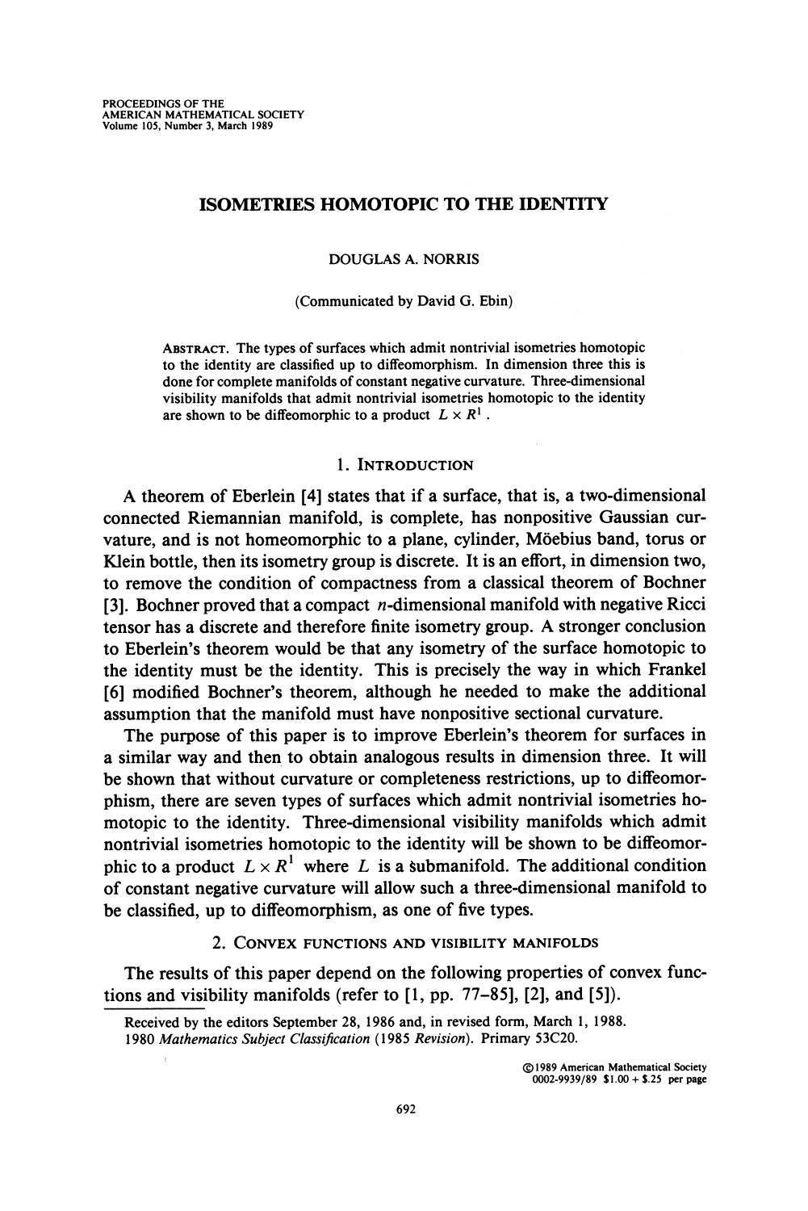PROCEEDINGS OF THE
AMERICAN MATHEMATICAL SOCIETY
Volume 105, Number 3, March 1989

# ISOMETRIES HOMOTOPIC TO THE IDENTITY

DOUGLAS A. NORRIS

(Communicated by David G. Ebin)

ABSTRACT. The types of surfaces which admit nontrivial isometries homotopic to the identity are classified up to diffeomorphism. In dimension three this is done for complete manifolds of constant negative curvature. Three-dimensional visibility manifolds that admit nontrivial isometries homotopic to the identity are shown to be diffeomorphic to a product $L \times R^1$.

## 1. INTRODUCTION

A theorem of Eberlein [4] states that if a surface, that is, a two-dimensional connected Riemannian manifold, is complete, has nonpositive Gaussian curvature, and is not homeomorphic to a plane, cylinder, Möebius band, torus or Klein bottle, then its isometry group is discrete. It is an effort, in dimension two, to remove the condition of compactness from a classical theorem of Bochner [3]. Bochner proved that a compact $n$-dimensional manifold with negative Ricci tensor has a discrete and therefore finite isometry group. A stronger conclusion to Eberlein's theorem would be that any isometry of the surface homotopic to the identity must be the identity. This is precisely the way in which Frankel [6] modified Bochner's theorem, although he needed to make the additional assumption that the manifold must have nonpositive sectional curvature.

The purpose of this paper is to improve Eberlein's theorem for surfaces in a similar way and then to obtain analogous results in dimension three. It will be shown that without curvature or completeness restrictions, up to diffeomorphism, there are seven types of surfaces which admit nontrivial isometries homotopic to the identity. Three-dimensional visibility manifolds which admit nontrivial isometries homotopic to the identity will be shown to be diffeomorphic to a product $L \times R^1$ where $L$ is a submanifold. The additional condition of constant negative curvature will allow such a three-dimensional manifold to be classified, up to diffeomorphism, as one of five types.

## 2. CONVEX FUNCTIONS AND VISIBILITY MANIFOLDS

The results of this paper depend on the following properties of convex functions and visibility manifolds (refer to [1, pp. 77–85], [2], and [5]).

Received by the editors September 28, 1986 and, in revised form, March 1, 1988.
1980 *Mathematics Subject Classification* (1985 *Revision*). Primary 53C20.

©1989 American Mathematical Society
0002-9939/89 \$1.00 + \$.25 per page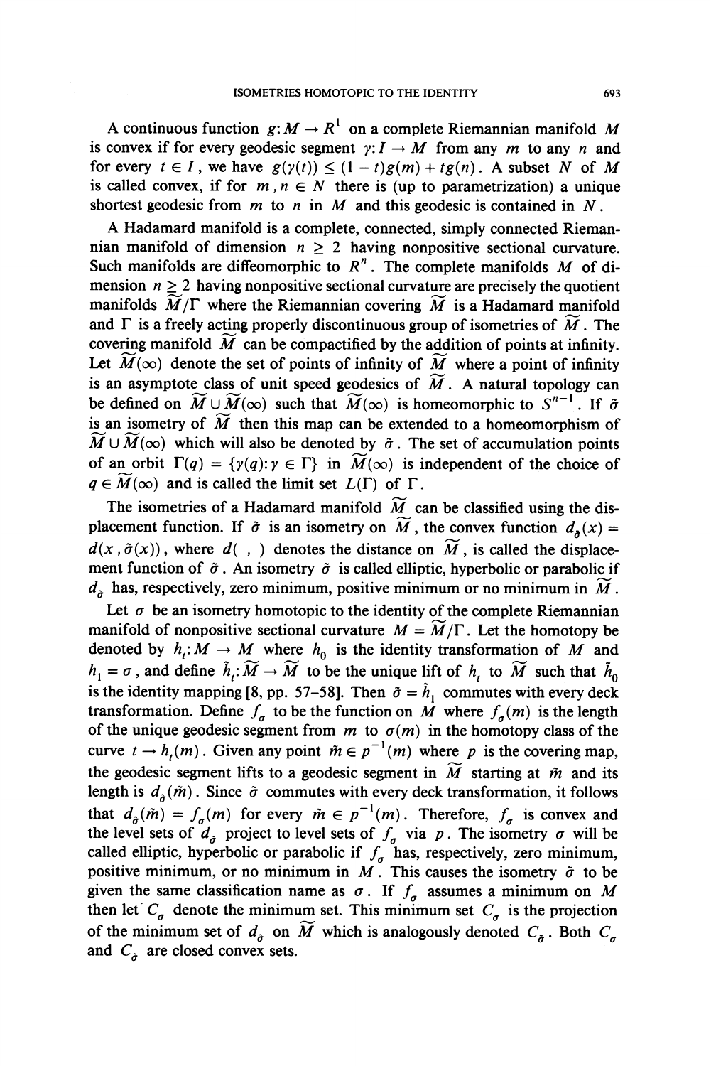A continuous function $g: M \to R^1$ on a complete Riemannian manifold $M$ is convex if for every geodesic segment $\gamma: I \to M$ from any $m$ to any $n$ and for every $t \in I$, we have $g(\gamma(t)) \leq (1-t)g(m) + tg(n)$. A subset $N$ of $M$ is called convex, if for $m, n \in N$ there is (up to parametrization) a unique shortest geodesic from $m$ to $n$ in $M$ and this geodesic is contained in $N$.

A Hadamard manifold is a complete, connected, simply connected Riemannian manifold of dimension $n \geq 2$ having nonpositive sectional curvature. Such manifolds are diffeomorphic to $R^n$. The complete manifolds $M$ of dimension $n \geq 2$ having nonpositive sectional curvature are precisely the quotient manifolds $\widetilde{M}/\Gamma$ where the Riemannian covering $\widetilde{M}$ is a Hadamard manifold and $\Gamma$ is a freely acting properly discontinuous group of isometries of $\widetilde{M}$. The covering manifold $\widetilde{M}$ can be compactified by the addition of points at infinity. Let $\widetilde{M}(\infty)$ denote the set of points of infinity of $\widetilde{M}$ where a point of infinity is an asymptote class of unit speed geodesics of $\widetilde{M}$. A natural topology can be defined on $\widetilde{M} \cup \widetilde{M}(\infty)$ such that $\widetilde{M}(\infty)$ is homeomorphic to $S^{n-1}$. If $\tilde{\sigma}$ is an isometry of $\widetilde{M}$ then this map can be extended to a homeomorphism of $\widetilde{M} \cup \widetilde{M}(\infty)$ which will also be denoted by $\tilde{\sigma}$. The set of accumulation points of an orbit $\Gamma(q) = \{\gamma(q): \gamma \in \Gamma\}$ in $\widetilde{M}(\infty)$ is independent of the choice of $q \in \widetilde{M}(\infty)$ and is called the limit set $L(\Gamma)$ of $\Gamma$.

The isometries of a Hadamard manifold $\widetilde{M}$ can be classified using the displacement function. If $\tilde{\sigma}$ is an isometry on $\widetilde{M}$, the convex function $d_{\tilde{\sigma}}(x) = d(x, \tilde{\sigma}(x))$, where $d(\ ,\ )$ denotes the distance on $\widetilde{M}$, is called the displacement function of $\tilde{\sigma}$. An isometry $\tilde{\sigma}$ is called elliptic, hyperbolic or parabolic if $d_{\tilde{\sigma}}$ has, respectively, zero minimum, positive minimum or no minimum in $\widetilde{M}$.

Let $\sigma$ be an isometry homotopic to the identity of the complete Riemannian manifold of nonpositive sectional curvature $M = \widetilde{M}/\Gamma$. Let the homotopy be denoted by $h_t: M \to M$ where $h_0$ is the identity transformation of $M$ and $h_1 = \sigma$, and define $\tilde{h}_t: \widetilde{M} \to \widetilde{M}$ to be the unique lift of $h_t$ to $\widetilde{M}$ such that $\tilde{h}_0$ is the identity mapping [8, pp. 57–58]. Then $\tilde{\sigma} = \tilde{h}_1$ commutes with every deck transformation. Define $f_\sigma$ to be the function on $M$ where $f_\sigma(m)$ is the length of the unique geodesic segment from $m$ to $\sigma(m)$ in the homotopy class of the curve $t \to h_t(m)$. Given any point $\tilde{m} \in p^{-1}(m)$ where $p$ is the covering map, the geodesic segment lifts to a geodesic segment in $\widetilde{M}$ starting at $\tilde{m}$ and its length is $d_{\tilde{\sigma}}(\tilde{m})$. Since $\tilde{\sigma}$ commutes with every deck transformation, it follows that $d_{\tilde{\sigma}}(\tilde{m}) = f_\sigma(m)$ for every $\tilde{m} \in p^{-1}(m)$. Therefore, $f_\sigma$ is convex and the level sets of $d_{\tilde{\sigma}}$ project to level sets of $f_\sigma$ via $p$. The isometry $\sigma$ will be called elliptic, hyperbolic or parabolic if $f_\sigma$ has, respectively, zero minimum, positive minimum, or no minimum in $M$. This causes the isometry $\tilde{\sigma}$ to be given the same classification name as $\sigma$. If $f_\sigma$ assumes a minimum on $M$ then let $C_\sigma$ denote the minimum set. This minimum set $C_\sigma$ is the projection of the minimum set of $d_{\tilde{\sigma}}$ on $\widetilde{M}$ which is analogously denoted $C_{\tilde{\sigma}}$. Both $C_\sigma$ and $C_{\tilde{\sigma}}$ are closed convex sets.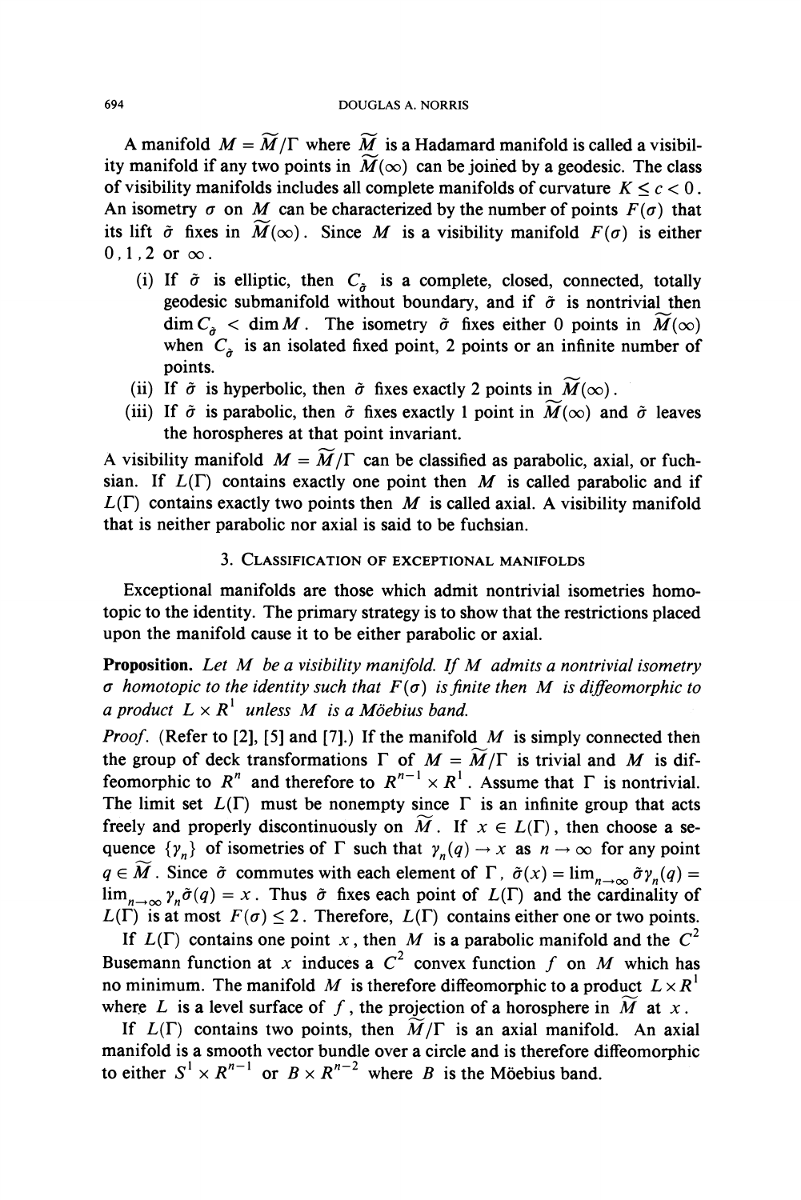A manifold $M = \widetilde{M}/\Gamma$ where $\widetilde{M}$ is a Hadamard manifold is called a visibility manifold if any two points in $\widetilde{M}(\infty)$ can be joined by a geodesic. The class of visibility manifolds includes all complete manifolds of curvature $K \leq c < 0$. An isometry $\sigma$ on $M$ can be characterized by the number of points $F(\sigma)$ that its lift $\tilde{\sigma}$ fixes in $\widetilde{M}(\infty)$. Since $M$ is a visibility manifold $F(\sigma)$ is either $0, 1, 2$ or $\infty$.

(i) If $\tilde{\sigma}$ is elliptic, then $C_{\tilde{\sigma}}$ is a complete, closed, connected, totally geodesic submanifold without boundary, and if $\tilde{\sigma}$ is nontrivial then $\dim C_{\tilde{\sigma}} < \dim \widetilde{M}$. The isometry $\tilde{\sigma}$ fixes either 0 points in $\widetilde{M}(\infty)$ when $C_{\tilde{\sigma}}$ is an isolated fixed point, 2 points or an infinite number of points.

(ii) If $\tilde{\sigma}$ is hyperbolic, then $\tilde{\sigma}$ fixes exactly 2 points in $\widetilde{M}(\infty)$.

(iii) If $\tilde{\sigma}$ is parabolic, then $\tilde{\sigma}$ fixes exactly 1 point in $\widetilde{M}(\infty)$ and $\tilde{\sigma}$ leaves the horospheres at that point invariant.

A visibility manifold $M = \widetilde{M}/\Gamma$ can be classified as parabolic, axial, or fuchsian. If $L(\Gamma)$ contains exactly one point then $M$ is called parabolic and if $L(\Gamma)$ contains exactly two points then $M$ is called axial. A visibility manifold that is neither parabolic nor axial is said to be fuchsian.

## 3. Classification of exceptional manifolds

Exceptional manifolds are those which admit nontrivial isometries homotopic to the identity. The primary strategy is to show that the restrictions placed upon the manifold cause it to be either parabolic or axial.

**Proposition.** *Let $M$ be a visibility manifold. If $M$ admits a nontrivial isometry $\sigma$ homotopic to the identity such that $F(\sigma)$ is finite then $M$ is diffeomorphic to a product $L \times R^1$ unless $M$ is a Möebius band.*

*Proof.* (Refer to [2], [5] and [7].) If the manifold $M$ is simply connected then the group of deck transformations $\Gamma$ of $M = \widetilde{M}/\Gamma$ is trivial and $M$ is diffeomorphic to $R^n$ and therefore to $R^{n-1} \times R^1$. Assume that $\Gamma$ is nontrivial. The limit set $L(\Gamma)$ must be nonempty since $\Gamma$ is an infinite group that acts freely and properly discontinuously on $\widetilde{M}$. If $x \in L(\Gamma)$, then choose a sequence $\{\gamma_n\}$ of isometries of $\Gamma$ such that $\gamma_n(q) \to x$ as $n \to \infty$ for any point $q \in \widetilde{M}$. Since $\tilde{\sigma}$ commutes with each element of $\Gamma$, $\tilde{\sigma}(x) = \lim_{n\to\infty} \tilde{\sigma}\gamma_n(q) = \lim_{n\to\infty} \gamma_n\tilde{\sigma}(q) = x$. Thus $\tilde{\sigma}$ fixes each point of $L(\Gamma)$ and the cardinality of $L(\Gamma)$ is at most $F(\sigma) \leq 2$. Therefore, $L(\Gamma)$ contains either one or two points.

If $L(\Gamma)$ contains one point $x$, then $M$ is a parabolic manifold and the $C^2$ Busemann function at $x$ induces a $C^2$ convex function $f$ on $M$ which has no minimum. The manifold $M$ is therefore diffeomorphic to a product $L \times R^1$ where $L$ is a level surface of $f$, the projection of a horosphere in $\widetilde{M}$ at $x$.

If $L(\Gamma)$ contains two points, then $\widetilde{M}/\Gamma$ is an axial manifold. An axial manifold is a smooth vector bundle over a circle and is therefore diffeomorphic to either $S^1 \times R^{n-1}$ or $B \times R^{n-2}$ where $B$ is the Möebius band.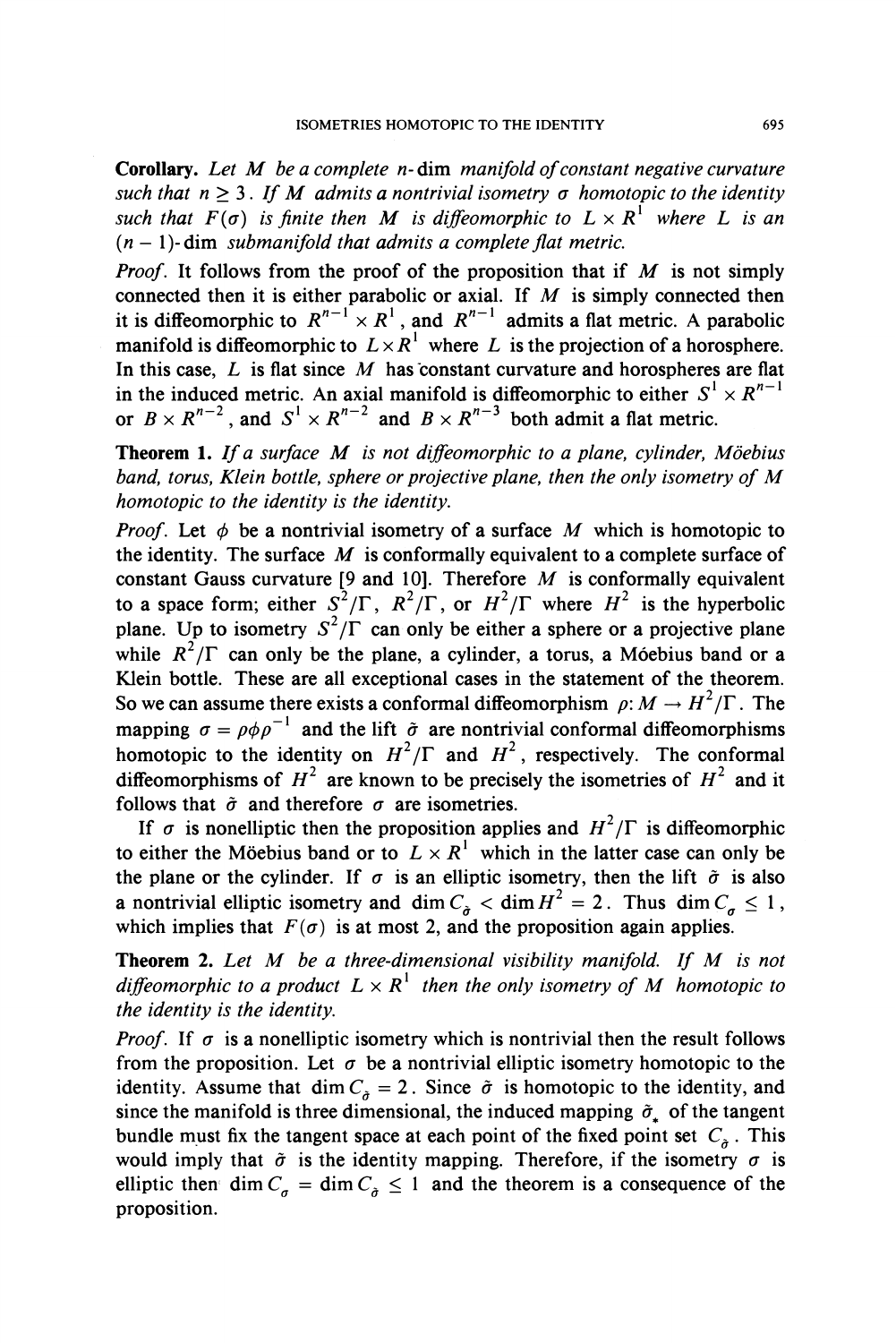**Corollary.** *Let $M$ be a complete $n$-dim manifold of constant negative curvature such that $n \geq 3$. If $M$ admits a nontrivial isometry $\sigma$ homotopic to the identity such that $F(\sigma)$ is finite then $M$ is diffeomorphic to $L \times R^1$ where $L$ is an $(n-1)$-dim submanifold that admits a complete flat metric.*

*Proof.* It follows from the proof of the proposition that if $M$ is not simply connected then it is either parabolic or axial. If $M$ is simply connected then it is diffeomorphic to $R^{n-1} \times R^1$, and $R^{n-1}$ admits a flat metric. A parabolic manifold is diffeomorphic to $L \times R^1$ where $L$ is the projection of a horosphere. In this case, $L$ is flat since $M$ has constant curvature and horospheres are flat in the induced metric. An axial manifold is diffeomorphic to either $S^1 \times R^{n-1}$ or $B \times R^{n-2}$, and $S^1 \times R^{n-2}$ and $B \times R^{n-3}$ both admit a flat metric.

**Theorem 1.** *If a surface $M$ is not diffeomorphic to a plane, cylinder, Möebius band, torus, Klein bottle, sphere or projective plane, then the only isometry of $M$ homotopic to the identity is the identity.*

*Proof.* Let $\phi$ be a nontrivial isometry of a surface $M$ which is homotopic to the identity. The surface $M$ is conformally equivalent to a complete surface of constant Gauss curvature [9 and 10]. Therefore $M$ is conformally equivalent to a space form; either $S^2/\Gamma$, $R^2/\Gamma$, or $H^2/\Gamma$ where $H^2$ is the hyperbolic plane. Up to isometry $S^2/\Gamma$ can only be either a sphere or a projective plane while $R^2/\Gamma$ can only be the plane, a cylinder, a torus, a Möebius band or a Klein bottle. These are all exceptional cases in the statement of the theorem. So we can assume there exists a conformal diffeomorphism $\rho: M \to H^2/\Gamma$. The mapping $\sigma = \rho\phi\rho^{-1}$ and the lift $\tilde{\sigma}$ are nontrivial conformal diffeomorphisms homotopic to the identity on $H^2/\Gamma$ and $H^2$, respectively. The conformal diffeomorphisms of $H^2$ are known to be precisely the isometries of $H^2$ and it follows that $\tilde{\sigma}$ and therefore $\sigma$ are isometries.

If $\sigma$ is nonelliptic then the proposition applies and $H^2/\Gamma$ is diffeomorphic to either the Möebius band or to $L \times R^1$ which in the latter case can only be the plane or the cylinder. If $\sigma$ is an elliptic isometry, then the lift $\tilde{\sigma}$ is also a nontrivial elliptic isometry and $\dim C_{\tilde{\sigma}} < \dim H^2 = 2$. Thus $\dim C_\sigma \leq 1$, which implies that $F(\sigma)$ is at most 2, and the proposition again applies.

**Theorem 2.** *Let $M$ be a three-dimensional visibility manifold. If $M$ is not diffeomorphic to a product $L \times R^1$ then the only isometry of $M$ homotopic to the identity is the identity.*

*Proof.* If $\sigma$ is a nonelliptic isometry which is nontrivial then the result follows from the proposition. Let $\sigma$ be a nontrivial elliptic isometry homotopic to the identity. Assume that $\dim C_{\tilde{\sigma}} = 2$. Since $\tilde{\sigma}$ is homotopic to the identity, and since the manifold is three dimensional, the induced mapping $\tilde{\sigma}_*$ of the tangent bundle must fix the tangent space at each point of the fixed point set $C_{\tilde{\sigma}}$. This would imply that $\tilde{\sigma}$ is the identity mapping. Therefore, if the isometry $\sigma$ is elliptic then $\dim C_\sigma = \dim C_{\tilde{\sigma}} \leq 1$ and the theorem is a consequence of the proposition.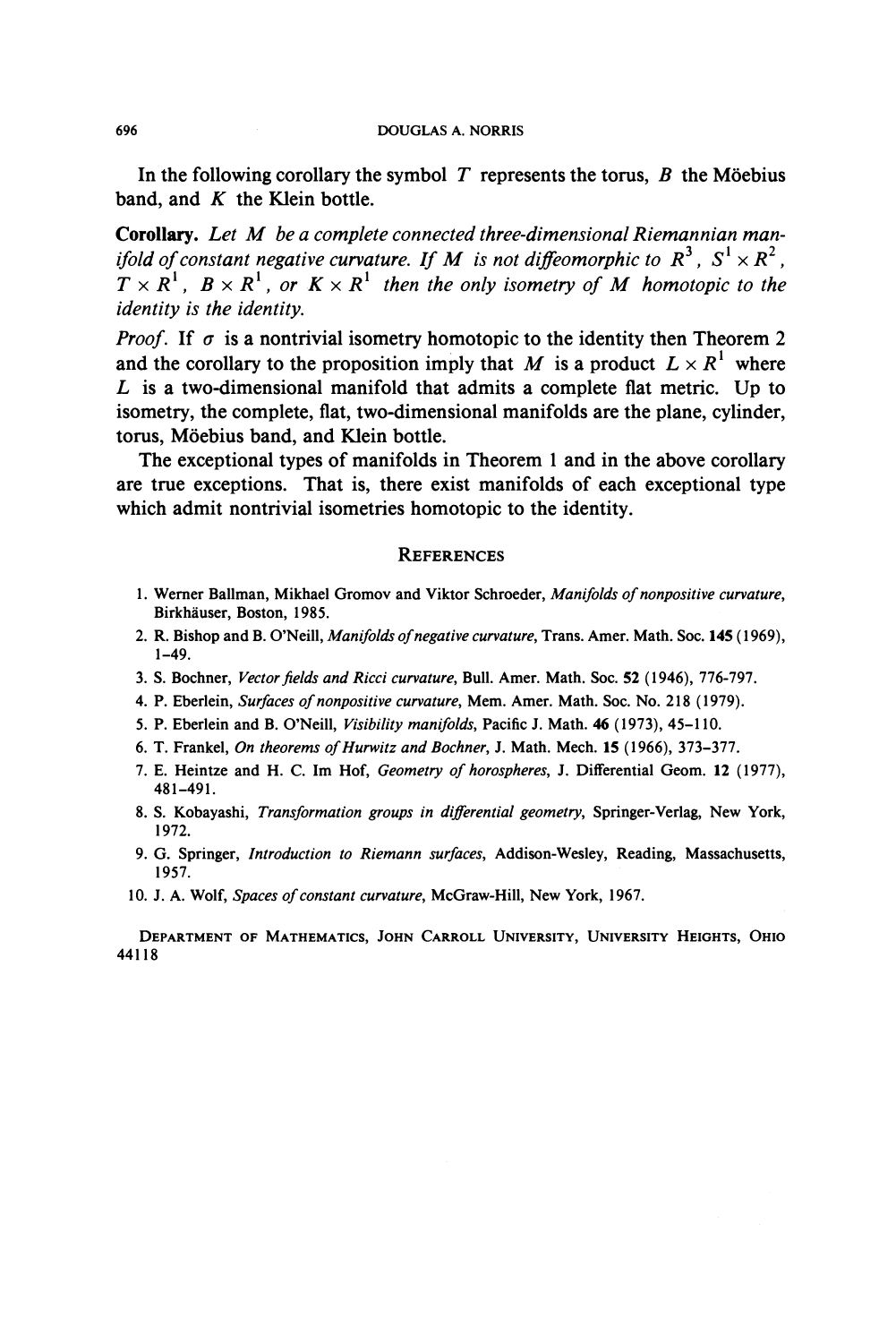In the following corollary the symbol $T$ represents the torus, $B$ the Möebius band, and $K$ the Klein bottle.

**Corollary.** *Let $M$ be a complete connected three-dimensional Riemannian manifold of constant negative curvature. If $M$ is not diffeomorphic to $R^3$, $S^1 \times R^2$, $T \times R^1$, $B \times R^1$, or $K \times R^1$ then the only isometry of $M$ homotopic to the identity is the identity.*

*Proof.* If $\sigma$ is a nontrivial isometry homotopic to the identity then Theorem 2 and the corollary to the proposition imply that $M$ is a product $L \times R^1$ where $L$ is a two-dimensional manifold that admits a complete flat metric. Up to isometry, the complete, flat, two-dimensional manifolds are the plane, cylinder, torus, Möebius band, and Klein bottle.

The exceptional types of manifolds in Theorem 1 and in the above corollary are true exceptions. That is, there exist manifolds of each exceptional type which admit nontrivial isometries homotopic to the identity.

## References

1. Werner Ballman, Mikhael Gromov and Viktor Schroeder, *Manifolds of nonpositive curvature*, Birkhäuser, Boston, 1985.
2. R. Bishop and B. O'Neill, *Manifolds of negative curvature*, Trans. Amer. Math. Soc. **145** (1969), 1–49.
3. S. Bochner, *Vector fields and Ricci curvature*, Bull. Amer. Math. Soc. **52** (1946), 776-797.
4. P. Eberlein, *Surfaces of nonpositive curvature*, Mem. Amer. Math. Soc. No. 218 (1979).
5. P. Eberlein and B. O'Neill, *Visibility manifolds*, Pacific J. Math. **46** (1973), 45–110.
6. T. Frankel, *On theorems of Hurwitz and Bochner*, J. Math. Mech. **15** (1966), 373–377.
7. E. Heintze and H. C. Im Hof, *Geometry of horospheres*, J. Differential Geom. **12** (1977), 481–491.
8. S. Kobayashi, *Transformation groups in differential geometry*, Springer-Verlag, New York, 1972.
9. G. Springer, *Introduction to Riemann surfaces*, Addison-Wesley, Reading, Massachusetts, 1957.
10. J. A. Wolf, *Spaces of constant curvature*, McGraw-Hill, New York, 1967.

Department of Mathematics, John Carroll University, University Heights, Ohio 44118